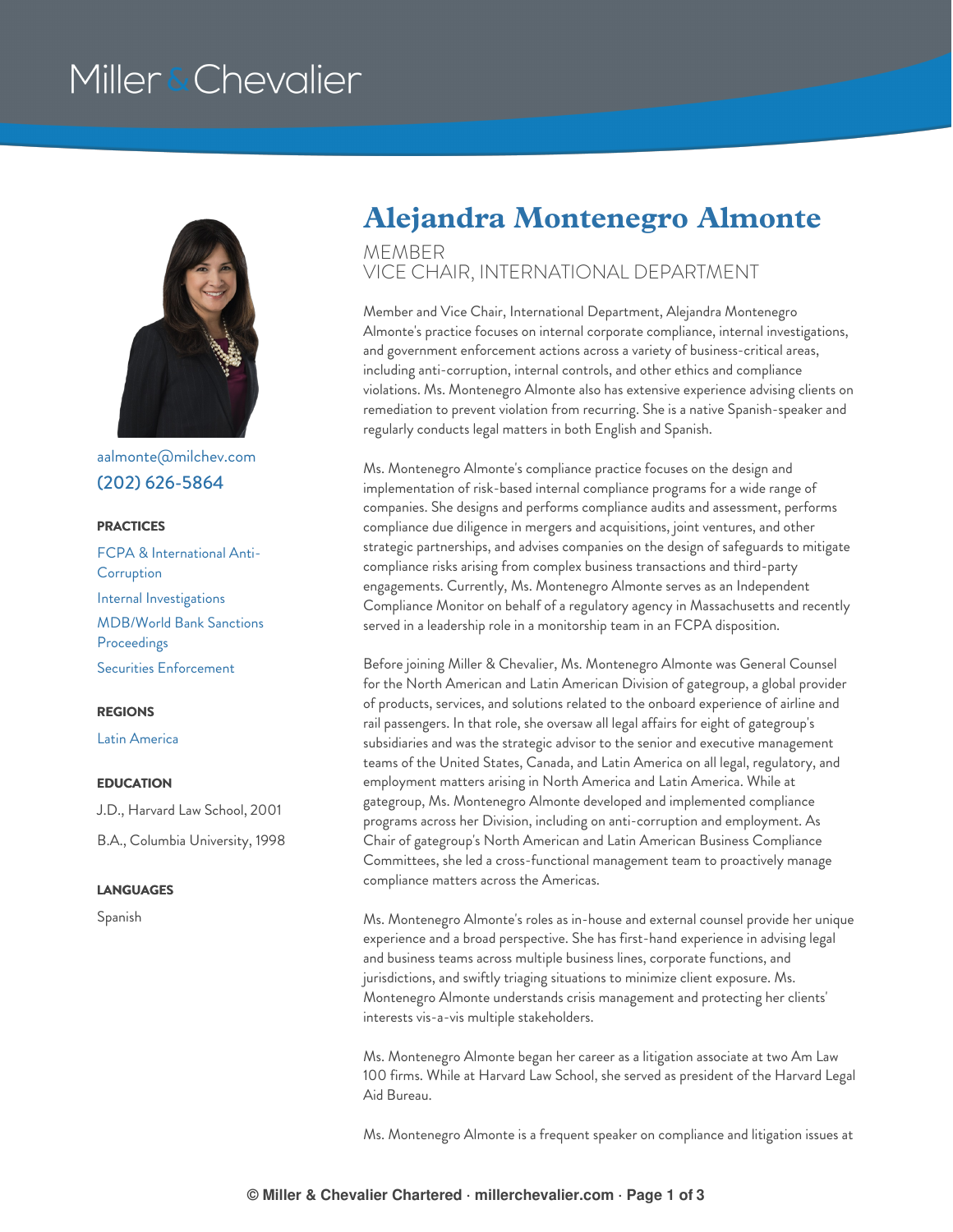Miller & Chevalier

# Alejandra Montenegro Almonte

MEMBER
VICE CHAIR, INTERNATIONAL DEPARTMENT

aalmonte@milchev.com
(202) 626-5864

**PRACTICES**

FCPA & International Anti-Corruption
Internal Investigations
MDB/World Bank Sanctions Proceedings
Securities Enforcement

**REGIONS**

Latin America

**EDUCATION**

J.D., Harvard Law School, 2001
B.A., Columbia University, 1998

**LANGUAGES**

Spanish

Member and Vice Chair, International Department, Alejandra Montenegro Almonte's practice focuses on internal corporate compliance, internal investigations, and government enforcement actions across a variety of business-critical areas, including anti-corruption, internal controls, and other ethics and compliance violations. Ms. Montenegro Almonte also has extensive experience advising clients on remediation to prevent violation from recurring. She is a native Spanish-speaker and regularly conducts legal matters in both English and Spanish.

Ms. Montenegro Almonte's compliance practice focuses on the design and implementation of risk-based internal compliance programs for a wide range of companies. She designs and performs compliance audits and assessment, performs compliance due diligence in mergers and acquisitions, joint ventures, and other strategic partnerships, and advises companies on the design of safeguards to mitigate compliance risks arising from complex business transactions and third-party engagements. Currently, Ms. Montenegro Almonte serves as an Independent Compliance Monitor on behalf of a regulatory agency in Massachusetts and recently served in a leadership role in a monitorship team in an FCPA disposition.

Before joining Miller & Chevalier, Ms. Montenegro Almonte was General Counsel for the North American and Latin American Division of gategroup, a global provider of products, services, and solutions related to the onboard experience of airline and rail passengers. In that role, she oversaw all legal affairs for eight of gategroup's subsidiaries and was the strategic advisor to the senior and executive management teams of the United States, Canada, and Latin America on all legal, regulatory, and employment matters arising in North America and Latin America. While at gategroup, Ms. Montenegro Almonte developed and implemented compliance programs across her Division, including on anti-corruption and employment. As Chair of gategroup's North American and Latin American Business Compliance Committees, she led a cross-functional management team to proactively manage compliance matters across the Americas.

Ms. Montenegro Almonte's roles as in-house and external counsel provide her unique experience and a broad perspective. She has first-hand experience in advising legal and business teams across multiple business lines, corporate functions, and jurisdictions, and swiftly triaging situations to minimize client exposure. Ms. Montenegro Almonte understands crisis management and protecting her clients' interests vis-a-vis multiple stakeholders.

Ms. Montenegro Almonte began her career as a litigation associate at two Am Law 100 firms. While at Harvard Law School, she served as president of the Harvard Legal Aid Bureau.

Ms. Montenegro Almonte is a frequent speaker on compliance and litigation issues at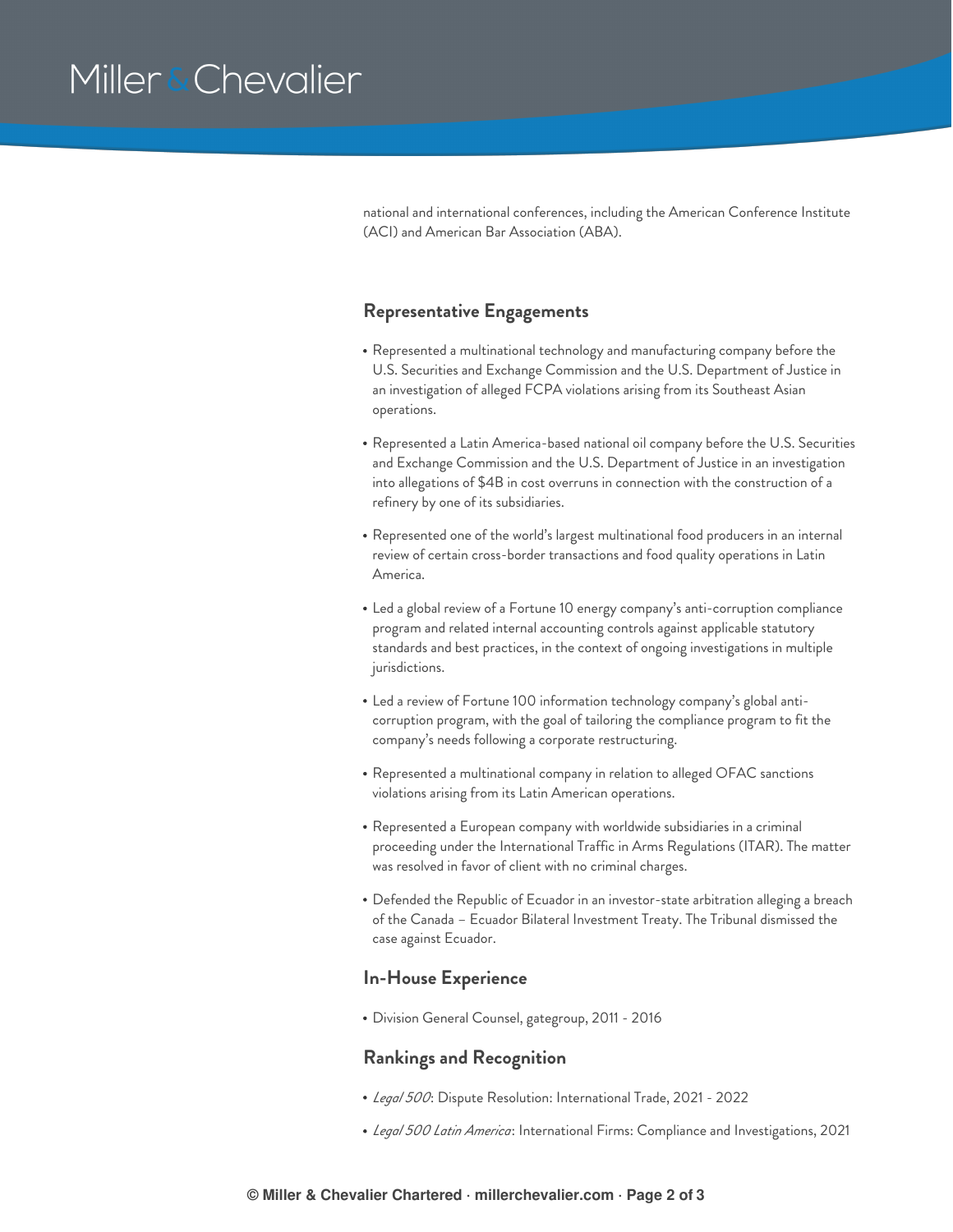national and international conferences, including the American Conference Institute (ACI) and American Bar Association (ABA).

## Representative Engagements

- Represented a multinational technology and manufacturing company before the U.S. Securities and Exchange Commission and the U.S. Department of Justice in an investigation of alleged FCPA violations arising from its Southeast Asian operations.
- Represented a Latin America-based national oil company before the U.S. Securities and Exchange Commission and the U.S. Department of Justice in an investigation into allegations of $4B in cost overruns in connection with the construction of a refinery by one of its subsidiaries.
- Represented one of the world's largest multinational food producers in an internal review of certain cross-border transactions and food quality operations in Latin America.
- Led a global review of a Fortune 10 energy company's anti-corruption compliance program and related internal accounting controls against applicable statutory standards and best practices, in the context of ongoing investigations in multiple jurisdictions.
- Led a review of Fortune 100 information technology company's global anti-corruption program, with the goal of tailoring the compliance program to fit the company's needs following a corporate restructuring.
- Represented a multinational company in relation to alleged OFAC sanctions violations arising from its Latin American operations.
- Represented a European company with worldwide subsidiaries in a criminal proceeding under the International Traffic in Arms Regulations (ITAR). The matter was resolved in favor of client with no criminal charges.
- Defended the Republic of Ecuador in an investor-state arbitration alleging a breach of the Canada – Ecuador Bilateral Investment Treaty. The Tribunal dismissed the case against Ecuador.

## In-House Experience

- Division General Counsel, gategroup, 2011 - 2016

## Rankings and Recognition

- *Legal 500*: Dispute Resolution: International Trade, 2021 - 2022
- *Legal 500 Latin America*: International Firms: Compliance and Investigations, 2021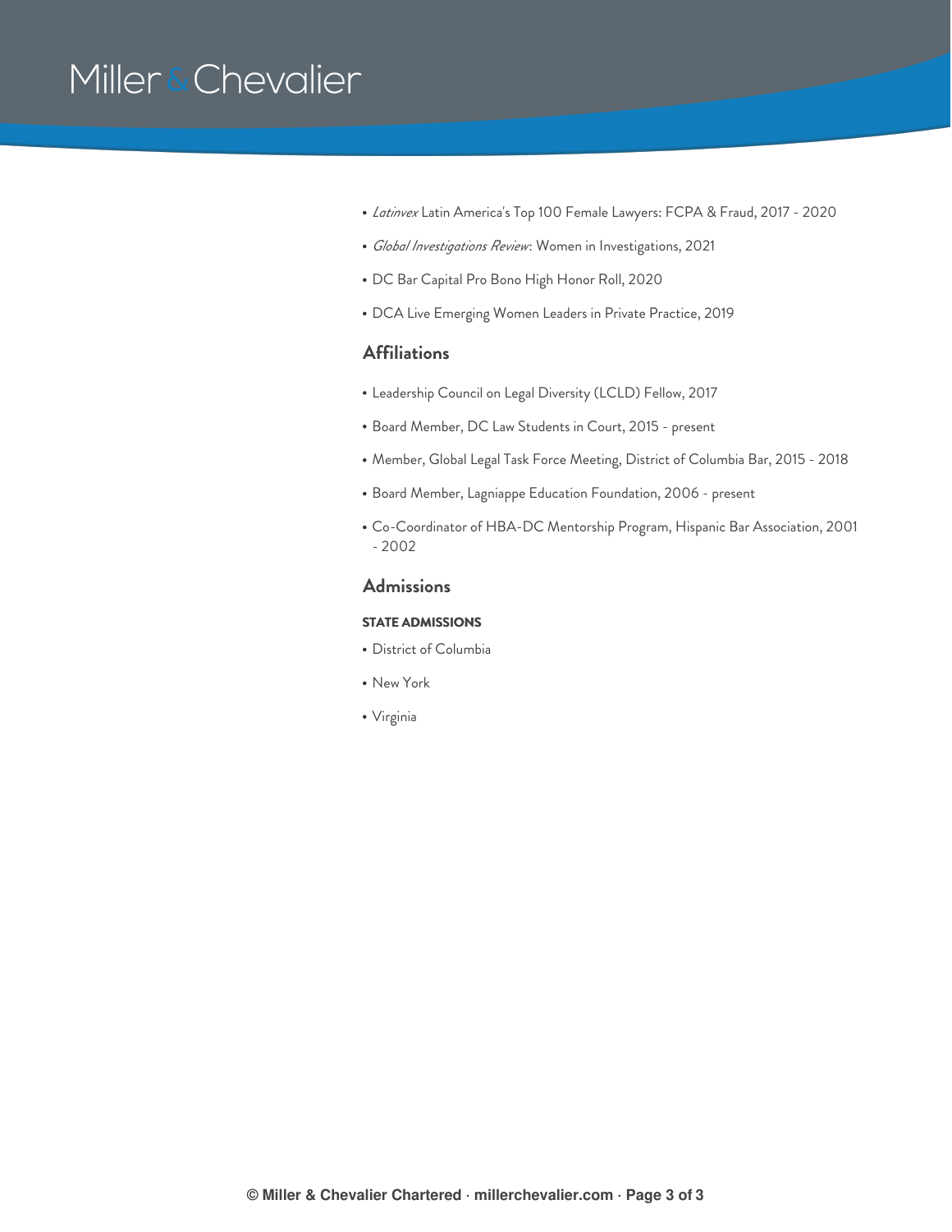- *Latinvex* Latin America's Top 100 Female Lawyers: FCPA & Fraud, 2017 - 2020
- *Global Investigations Review*: Women in Investigations, 2021
- DC Bar Capital Pro Bono High Honor Roll, 2020
- DCA Live Emerging Women Leaders in Private Practice, 2019

## Affiliations

- Leadership Council on Legal Diversity (LCLD) Fellow, 2017
- Board Member, DC Law Students in Court, 2015 - present
- Member, Global Legal Task Force Meeting, District of Columbia Bar, 2015 - 2018
- Board Member, Lagniappe Education Foundation, 2006 - present
- Co-Coordinator of HBA-DC Mentorship Program, Hispanic Bar Association, 2001 - 2002

## Admissions

**STATE ADMISSIONS**

- District of Columbia
- New York
- Virginia